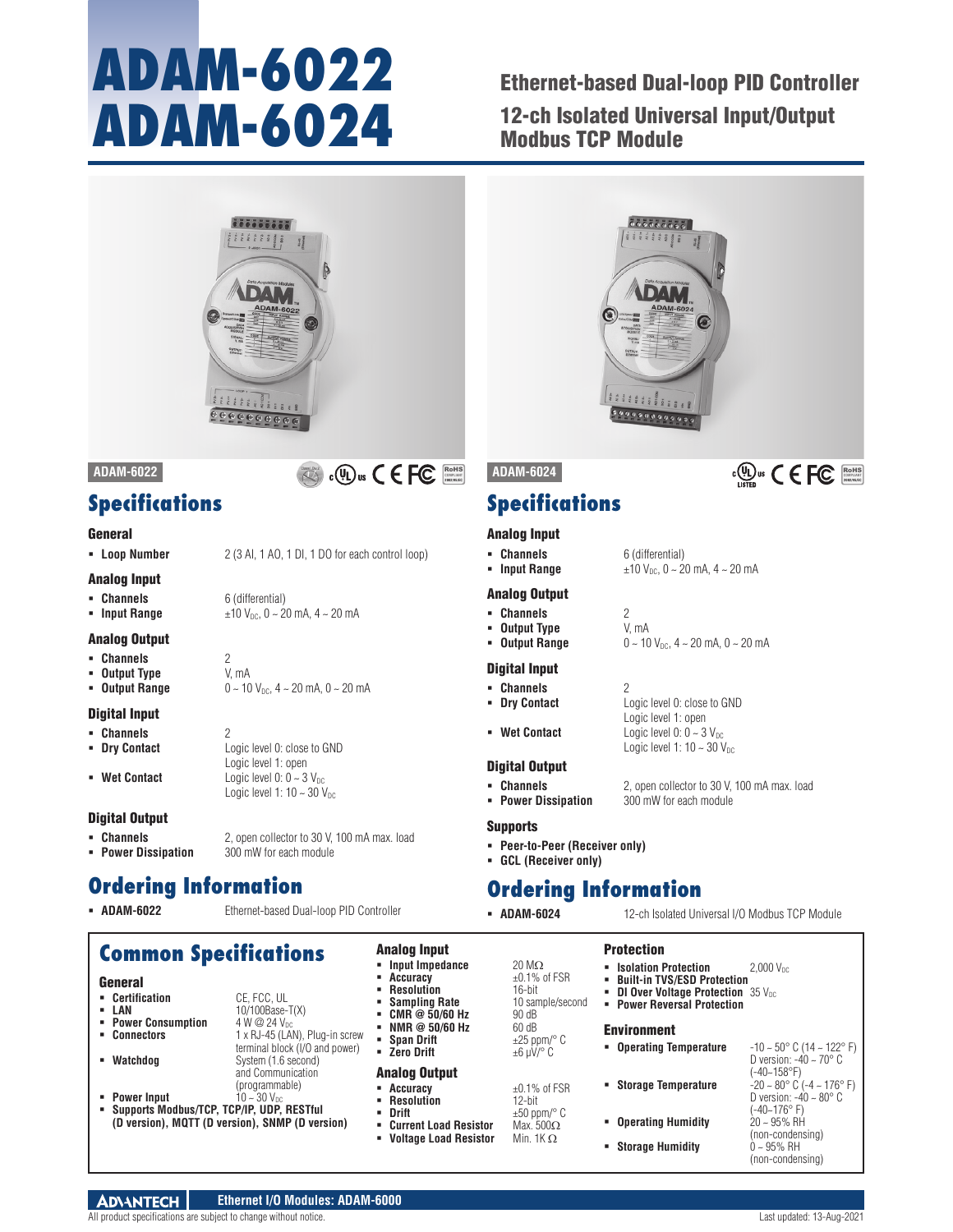# ADAM-6022
# ADAM-6024

## Ethernet-based Dual-loop PID Controller

## 12-ch Isolated Universal Input/Output Modbus TCP Module

ADAM-6022

## Specifications

### General

| | |
|---|---|
| ▪ **Loop Number** | 2 (3 AI, 1 AO, 1 DI, 1 DO for each control loop) |

### Analog Input

| | |
|---|---|
| ▪ **Channels** | 6 (differential) |
| ▪ **Input Range** | ±10 $V_{DC}$, 0 ~ 20 mA, 4 ~ 20 mA |

### Analog Output

| | |
|---|---|
| ▪ **Channels** | 2 |
| ▪ **Output Type** | V, mA |
| ▪ **Output Range** | 0 ~ 10 $V_{DC}$, 4 ~ 20 mA, 0 ~ 20 mA |

### Digital Input

| | |
|---|---|
| ▪ **Channels** | 2 |
| ▪ **Dry Contact** | Logic level 0: close to GND<br>Logic level 1: open |
| ▪ **Wet Contact** | Logic level 0: 0 ~ 3 $V_{DC}$<br>Logic level 1: 10 ~ 30 $V_{DC}$ |

### Digital Output

| | |
|---|---|
| ▪ **Channels** | 2, open collector to 30 V, 100 mA max. load |
| ▪ **Power Dissipation** | 300 mW for each module |

## Ordering Information

| | |
|---|---|
| ▪ **ADAM-6022** | Ethernet-based Dual-loop PID Controller |

ADAM-6024

## Specifications

### Analog Input

| | |
|---|---|
| ▪ **Channels** | 6 (differential) |
| ▪ **Input Range** | ±10 $V_{DC}$, 0 ~ 20 mA, 4 ~ 20 mA |

### Analog Output

| | |
|---|---|
| ▪ **Channels** | 2 |
| ▪ **Output Type** | V, mA |
| ▪ **Output Range** | 0 ~ 10 $V_{DC}$, 4 ~ 20 mA, 0 ~ 20 mA |

### Digital Input

| | |
|---|---|
| ▪ **Channels** | 2 |
| ▪ **Dry Contact** | Logic level 0: close to GND<br>Logic level 1: open |
| ▪ **Wet Contact** | Logic level 0: 0 ~ 3 $V_{DC}$<br>Logic level 1: 10 ~ 30 $V_{DC}$ |

### Digital Output

| | |
|---|---|
| ▪ **Channels** | 2, open collector to 30 V, 100 mA max. load |
| ▪ **Power Dissipation** | 300 mW for each module |

### Supports

- **Peer-to-Peer (Receiver only)**
- **GCL (Receiver only)**

## Ordering Information

| | |
|---|---|
| ▪ **ADAM-6024** | 12-ch Isolated Universal I/O Modbus TCP Module |

## Common Specifications

### General

| | |
|---|---|
| ▪ **Certification** | CE, FCC, UL |
| ▪ **LAN** | 10/100Base-T(X) |
| ▪ **Power Consumption** | 4 W @ 24 $V_{DC}$ |
| ▪ **Connectors** | 1 x RJ-45 (LAN), Plug-in screw terminal block (I/O and power) |
| ▪ **Watchdog** | System (1.6 second) and Communication (programmable) |
| ▪ **Power Input** | 10 ~ 30 $V_{DC}$ |

- **Supports Modbus/TCP, TCP/IP, UDP, RESTful (D version), MQTT (D version), SNMP (D version)**

### Analog Input

| | |
|---|---|
| ▪ **Input Impedance** | 20 MΩ |
| ▪ **Accuracy** | ±0.1% of FSR |
| ▪ **Resolution** | 16-bit |
| ▪ **Sampling Rate** | 10 sample/second |
| ▪ **CMR @ 50/60 Hz** | 90 dB |
| ▪ **NMR @ 50/60 Hz** | 60 dB |
| ▪ **Span Drift** | ±25 ppm/° C |
| ▪ **Zero Drift** | ±6 μV/° C |

### Analog Output

| | |
|---|---|
| ▪ **Accuracy** | ±0.1% of FSR |
| ▪ **Resolution** | 12-bit |
| ▪ **Drift** | ±50 ppm/° C |
| ▪ **Current Load Resistor** | Max. 500Ω |
| ▪ **Voltage Load Resistor** | Min. 1K Ω |

### Protection

| | |
|---|---|
| ▪ **Isolation Protection** | 2,000 $V_{DC}$ |
| ▪ **Built-in TVS/ESD Protection** | |
| ▪ **DI Over Voltage Protection** | 35 $V_{DC}$ |
| ▪ **Power Reversal Protection** | |

### Environment

| | |
|---|---|
| ▪ **Operating Temperature** | -10 ~ 50° C (14 ~ 122° F)<br>D version: -40 ~ 70° C (-40~158°F) |
| ▪ **Storage Temperature** | -20 ~ 80° C (-4 ~ 176° F)<br>D version: -40 ~ 80° C (-40~176° F) |
| ▪ **Operating Humidity** | 20 ~ 95% RH (non-condensing) |
| ▪ **Storage Humidity** | 0 ~ 95% RH (non-condensing) |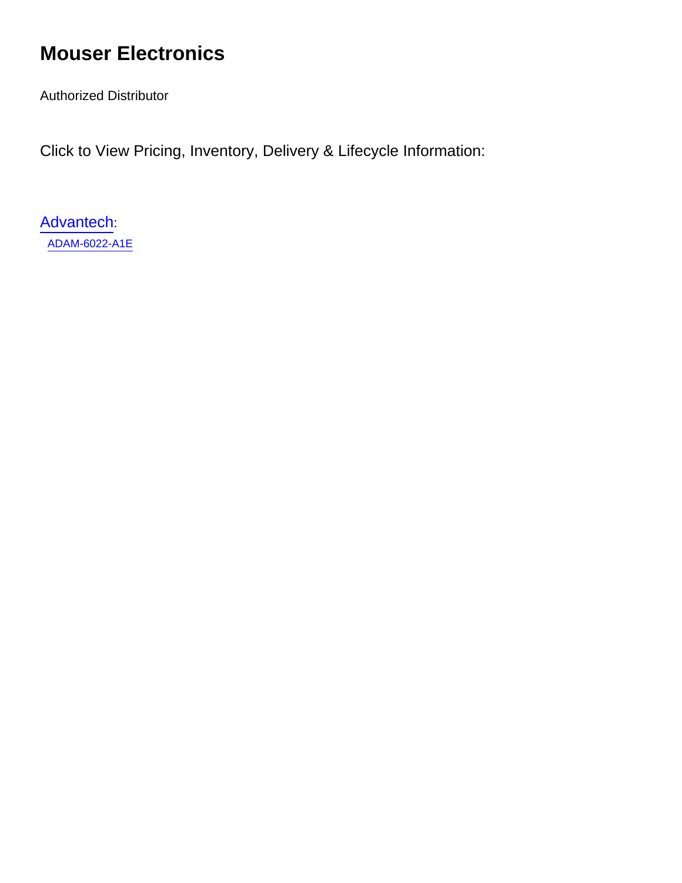# Mouser Electronics

Authorized Distributor

Click to View Pricing, Inventory, Delivery & Lifecycle Information:

Advantech:

ADAM-6022-A1E